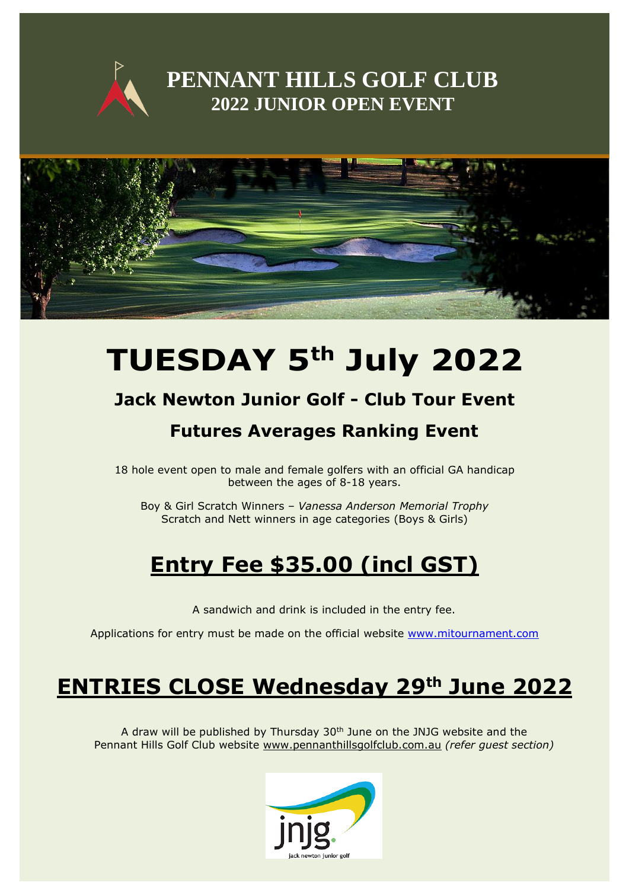# PENNANT HILLS GOLF CLUB
## 2022 JUNIOR OPEN EVENT

# TUESDAY 5th July 2022

### Jack Newton Junior Golf - Club Tour Event

### Futures Averages Ranking Event

18 hole event open to male and female golfers with an official GA handicap between the ages of 8-18 years.

Boy & Girl Scratch Winners – *Vanessa Anderson Memorial Trophy*
Scratch and Nett winners in age categories (Boys & Girls)

## Entry Fee $35.00 (incl GST)

A sandwich and drink is included in the entry fee.

Applications for entry must be made on the official website www.mitournament.com

## ENTRIES CLOSE Wednesday 29th June 2022

A draw will be published by Thursday 30th June on the JNJG website and the Pennant Hills Golf Club website www.pennanthillsgolfclub.com.au *(refer guest section)*

jnjg. jack newton junior golf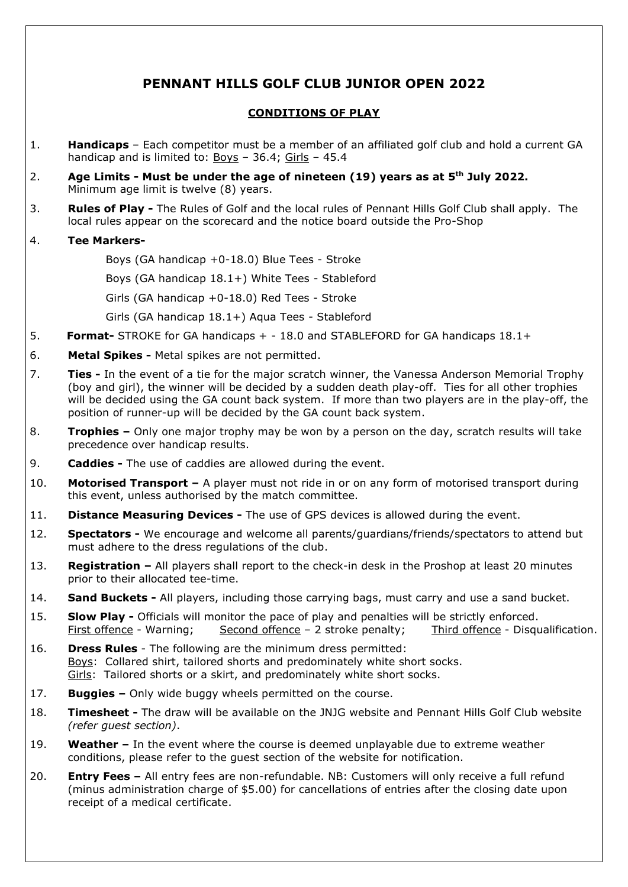# PENNANT HILLS GOLF CLUB JUNIOR OPEN 2022

## CONDITIONS OF PLAY

1. **Handicaps** – Each competitor must be a member of an affiliated golf club and hold a current GA handicap and is limited to: Boys – 36.4; Girls – 45.4
2. **Age Limits - Must be under the age of nineteen (19) years as at 5th July 2022.** Minimum age limit is twelve (8) years.
3. **Rules of Play -** The Rules of Golf and the local rules of Pennant Hills Golf Club shall apply. The local rules appear on the scorecard and the notice board outside the Pro-Shop
4. **Tee Markers-**

   Boys (GA handicap +0-18.0) Blue Tees - Stroke

   Boys (GA handicap 18.1+) White Tees - Stableford

   Girls (GA handicap +0-18.0) Red Tees - Stroke

   Girls (GA handicap 18.1+) Aqua Tees - Stableford
5. **Format-** STROKE for GA handicaps + - 18.0 and STABLEFORD for GA handicaps 18.1+
6. **Metal Spikes -** Metal spikes are not permitted.
7. **Ties -** In the event of a tie for the major scratch winner, the Vanessa Anderson Memorial Trophy (boy and girl), the winner will be decided by a sudden death play-off. Ties for all other trophies will be decided using the GA count back system. If more than two players are in the play-off, the position of runner-up will be decided by the GA count back system.
8. **Trophies –** Only one major trophy may be won by a person on the day, scratch results will take precedence over handicap results.
9. **Caddies -** The use of caddies are allowed during the event.
10. **Motorised Transport –** A player must not ride in or on any form of motorised transport during this event, unless authorised by the match committee.
11. **Distance Measuring Devices -** The use of GPS devices is allowed during the event.
12. **Spectators -** We encourage and welcome all parents/guardians/friends/spectators to attend but must adhere to the dress regulations of the club.
13. **Registration –** All players shall report to the check-in desk in the Proshop at least 20 minutes prior to their allocated tee-time.
14. **Sand Buckets -** All players, including those carrying bags, must carry and use a sand bucket.
15. **Slow Play -** Officials will monitor the pace of play and penalties will be strictly enforced.
    First offence - Warning; Second offence – 2 stroke penalty; Third offence - Disqualification.
16. **Dress Rules** - The following are the minimum dress permitted:
    Boys: Collared shirt, tailored shorts and predominately white short socks.
    Girls: Tailored shorts or a skirt, and predominately white short socks.
17. **Buggies –** Only wide buggy wheels permitted on the course.
18. **Timesheet -** The draw will be available on the JNJG website and Pennant Hills Golf Club website *(refer guest section)*.
19. **Weather –** In the event where the course is deemed unplayable due to extreme weather conditions, please refer to the guest section of the website for notification.
20. **Entry Fees –** All entry fees are non-refundable. NB: Customers will only receive a full refund (minus administration charge of $5.00) for cancellations of entries after the closing date upon receipt of a medical certificate.